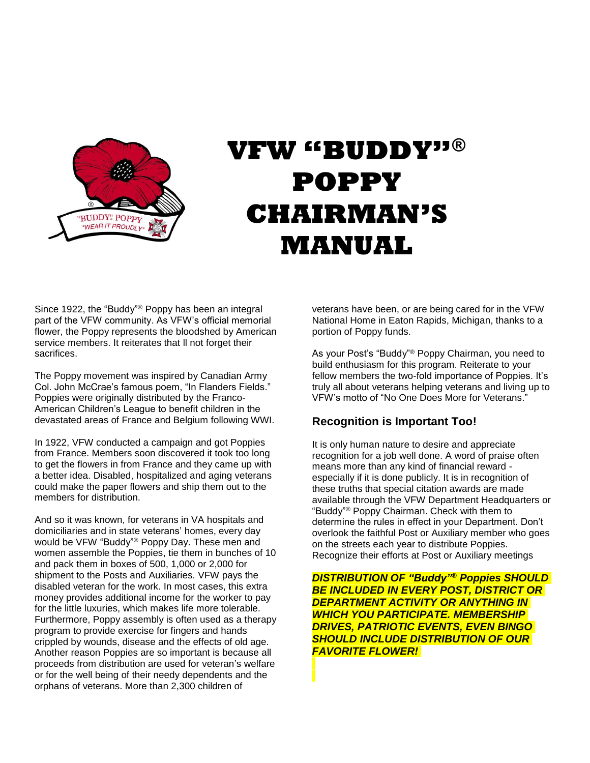# VFW "BUDDY"® POPPY CHAIRMAN'S MANUAL

Since 1922, the "Buddy"® Poppy has been an integral part of the VFW community. As VFW's official memorial flower, the Poppy represents the bloodshed by American service members. It reiterates that ll not forget their sacrifices.

The Poppy movement was inspired by Canadian Army Col. John McCrae's famous poem, "In Flanders Fields." Poppies were originally distributed by the Franco-American Children's League to benefit children in the devastated areas of France and Belgium following WWI.

In 1922, VFW conducted a campaign and got Poppies from France. Members soon discovered it took too long to get the flowers in from France and they came up with a better idea. Disabled, hospitalized and aging veterans could make the paper flowers and ship them out to the members for distribution.

And so it was known, for veterans in VA hospitals and domiciliaries and in state veterans' homes, every day would be VFW "Buddy"® Poppy Day. These men and women assemble the Poppies, tie them in bunches of 10 and pack them in boxes of 500, 1,000 or 2,000 for shipment to the Posts and Auxiliaries. VFW pays the disabled veteran for the work. In most cases, this extra money provides additional income for the worker to pay for the little luxuries, which makes life more tolerable. Furthermore, Poppy assembly is often used as a therapy program to provide exercise for fingers and hands crippled by wounds, disease and the effects of old age. Another reason Poppies are so important is because all proceeds from distribution are used for veteran's welfare or for the well being of their needy dependents and the orphans of veterans. More than 2,300 children of veterans have been, or are being cared for in the VFW National Home in Eaton Rapids, Michigan, thanks to a portion of Poppy funds.

As your Post's "Buddy"® Poppy Chairman, you need to build enthusiasm for this program. Reiterate to your fellow members the two-fold importance of Poppies. It's truly all about veterans helping veterans and living up to VFW's motto of "No One Does More for Veterans."

## Recognition is Important Too!

It is only human nature to desire and appreciate recognition for a job well done. A word of praise often means more than any kind of financial reward - especially if it is done publicly. It is in recognition of these truths that special citation awards are made available through the VFW Department Headquarters or "Buddy"® Poppy Chairman. Check with them to determine the rules in effect in your Department. Don't overlook the faithful Post or Auxiliary member who goes on the streets each year to distribute Poppies. Recognize their efforts at Post or Auxiliary meetings

***DISTRIBUTION OF "Buddy"® Poppies SHOULD BE INCLUDED IN EVERY POST, DISTRICT OR DEPARTMENT ACTIVITY OR ANYTHING IN WHICH YOU PARTICIPATE. MEMBERSHIP DRIVES, PATRIOTIC EVENTS, EVEN BINGO SHOULD INCLUDE DISTRIBUTION OF OUR FAVORITE FLOWER!***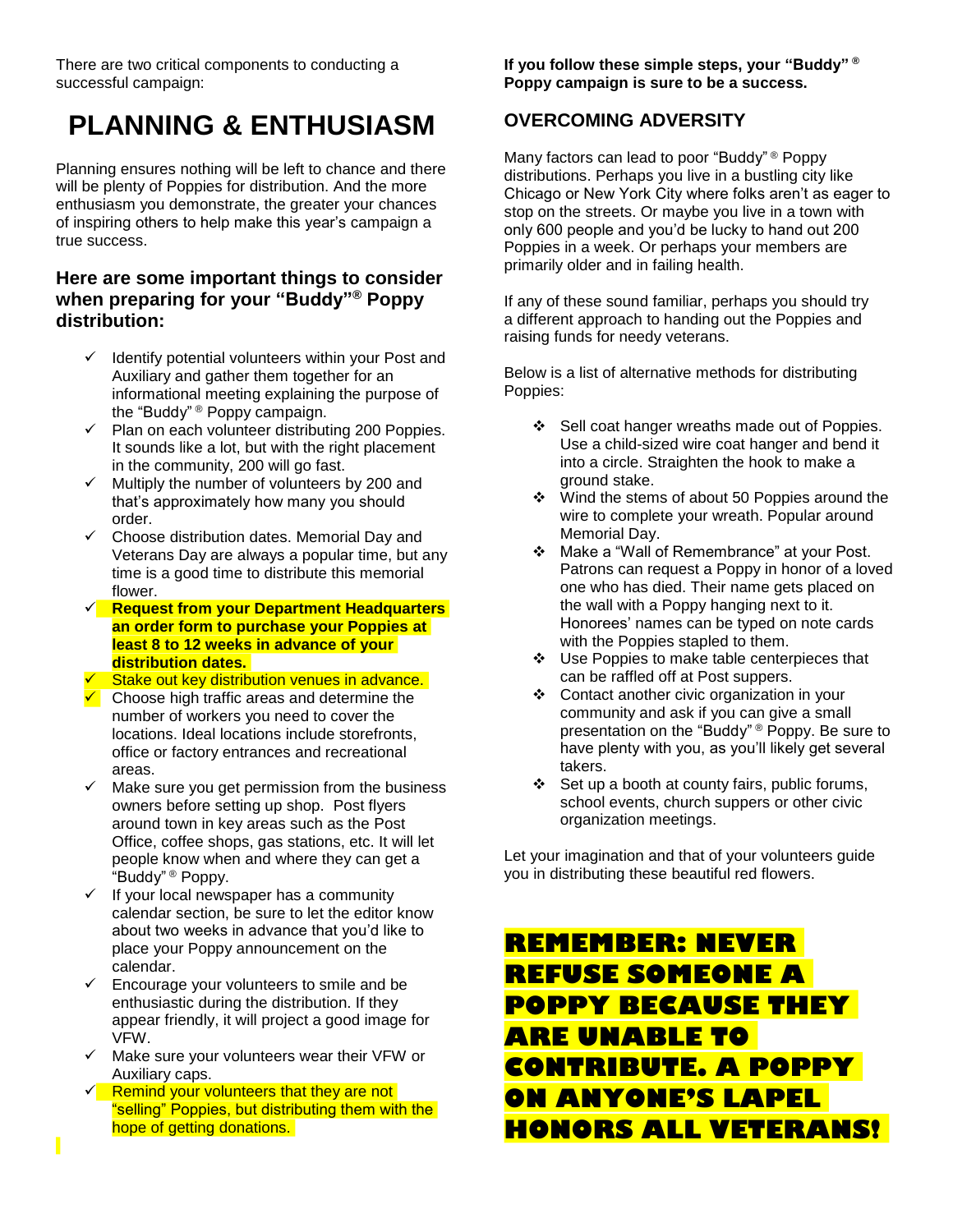There are two critical components to conducting a successful campaign:

# PLANNING & ENTHUSIASM

Planning ensures nothing will be left to chance and there will be plenty of Poppies for distribution. And the more enthusiasm you demonstrate, the greater your chances of inspiring others to help make this year's campaign a true success.

### Here are some important things to consider when preparing for your "Buddy"® Poppy distribution:

- ✓ Identify potential volunteers within your Post and Auxiliary and gather them together for an informational meeting explaining the purpose of the "Buddy"® Poppy campaign.
- ✓ Plan on each volunteer distributing 200 Poppies. It sounds like a lot, but with the right placement in the community, 200 will go fast.
- ✓ Multiply the number of volunteers by 200 and that's approximately how many you should order.
- ✓ Choose distribution dates. Memorial Day and Veterans Day are always a popular time, but any time is a good time to distribute this memorial flower.
- ✓ **Request from your Department Headquarters an order form to purchase your Poppies at least 8 to 12 weeks in advance of your distribution dates.**
- ✓ Stake out key distribution venues in advance.
- ✓ Choose high traffic areas and determine the number of workers you need to cover the locations. Ideal locations include storefronts, office or factory entrances and recreational areas.
- ✓ Make sure you get permission from the business owners before setting up shop. Post flyers around town in key areas such as the Post Office, coffee shops, gas stations, etc. It will let people know when and where they can get a "Buddy"® Poppy.
- ✓ If your local newspaper has a community calendar section, be sure to let the editor know about two weeks in advance that you'd like to place your Poppy announcement on the calendar.
- ✓ Encourage your volunteers to smile and be enthusiastic during the distribution. If they appear friendly, it will project a good image for VFW.
- ✓ Make sure your volunteers wear their VFW or Auxiliary caps.
- ✓ Remind your volunteers that they are not "selling" Poppies, but distributing them with the hope of getting donations.

**If you follow these simple steps, your "Buddy"® Poppy campaign is sure to be a success.**

## OVERCOMING ADVERSITY

Many factors can lead to poor "Buddy"® Poppy distributions. Perhaps you live in a bustling city like Chicago or New York City where folks aren't as eager to stop on the streets. Or maybe you live in a town with only 600 people and you'd be lucky to hand out 200 Poppies in a week. Or perhaps your members are primarily older and in failing health.

If any of these sound familiar, perhaps you should try a different approach to handing out the Poppies and raising funds for needy veterans.

Below is a list of alternative methods for distributing Poppies:

- Sell coat hanger wreaths made out of Poppies. Use a child-sized wire coat hanger and bend it into a circle. Straighten the hook to make a ground stake.
- Wind the stems of about 50 Poppies around the wire to complete your wreath. Popular around Memorial Day.
- Make a "Wall of Remembrance" at your Post. Patrons can request a Poppy in honor of a loved one who has died. Their name gets placed on the wall with a Poppy hanging next to it. Honorees' names can be typed on note cards with the Poppies stapled to them.
- Use Poppies to make table centerpieces that can be raffled off at Post suppers.
- Contact another civic organization in your community and ask if you can give a small presentation on the "Buddy"® Poppy. Be sure to have plenty with you, as you'll likely get several takers.
- Set up a booth at county fairs, public forums, school events, church suppers or other civic organization meetings.

Let your imagination and that of your volunteers guide you in distributing these beautiful red flowers.

**REMEMBER: NEVER REFUSE SOMEONE A POPPY BECAUSE THEY ARE UNABLE TO CONTRIBUTE. A POPPY ON ANYONE'S LAPEL HONORS ALL VETERANS!**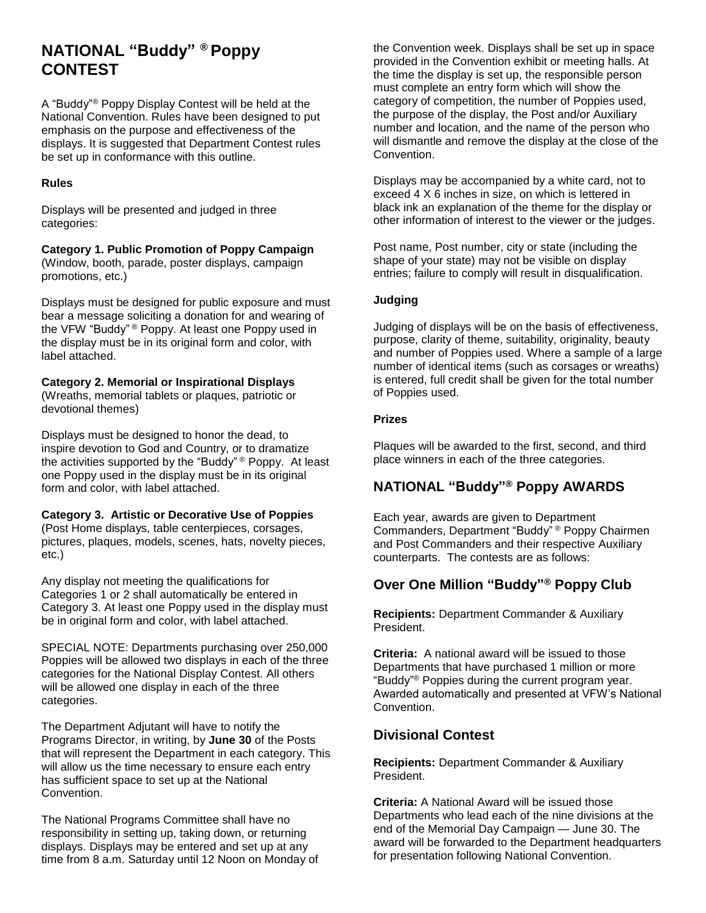# NATIONAL “Buddy” ® Poppy CONTEST

A “Buddy”® Poppy Display Contest will be held at the National Convention. Rules have been designed to put emphasis on the purpose and effectiveness of the displays. It is suggested that Department Contest rules be set up in conformance with this outline.

**Rules**

Displays will be presented and judged in three categories:

**Category 1. Public Promotion of Poppy Campaign**
(Window, booth, parade, poster displays, campaign promotions, etc.)

Displays must be designed for public exposure and must bear a message soliciting a donation for and wearing of the VFW “Buddy” ® Poppy. At least one Poppy used in the display must be in its original form and color, with label attached.

**Category 2. Memorial or Inspirational Displays**
(Wreaths, memorial tablets or plaques, patriotic or devotional themes)

Displays must be designed to honor the dead, to inspire devotion to God and Country, or to dramatize the activities supported by the “Buddy” ® Poppy. At least one Poppy used in the display must be in its original form and color, with label attached.

**Category 3. Artistic or Decorative Use of Poppies**
(Post Home displays, table centerpieces, corsages, pictures, plaques, models, scenes, hats, novelty pieces, etc.)

Any display not meeting the qualifications for Categories 1 or 2 shall automatically be entered in Category 3. At least one Poppy used in the display must be in original form and color, with label attached.

SPECIAL NOTE: Departments purchasing over 250,000 Poppies will be allowed two displays in each of the three categories for the National Display Contest. All others will be allowed one display in each of the three categories.

The Department Adjutant will have to notify the Programs Director, in writing, by **June 30** of the Posts that will represent the Department in each category. This will allow us the time necessary to ensure each entry has sufficient space to set up at the National Convention.

The National Programs Committee shall have no responsibility in setting up, taking down, or returning displays. Displays may be entered and set up at any time from 8 a.m. Saturday until 12 Noon on Monday of the Convention week. Displays shall be set up in space provided in the Convention exhibit or meeting halls. At the time the display is set up, the responsible person must complete an entry form which will show the category of competition, the number of Poppies used, the purpose of the display, the Post and/or Auxiliary number and location, and the name of the person who will dismantle and remove the display at the close of the Convention.

Displays may be accompanied by a white card, not to exceed 4 X 6 inches in size, on which is lettered in black ink an explanation of the theme for the display or other information of interest to the viewer or the judges.

Post name, Post number, city or state (including the shape of your state) may not be visible on display entries; failure to comply will result in disqualification.

**Judging**

Judging of displays will be on the basis of effectiveness, purpose, clarity of theme, suitability, originality, beauty and number of Poppies used. Where a sample of a large number of identical items (such as corsages or wreaths) is entered, full credit shall be given for the total number of Poppies used.

**Prizes**

Plaques will be awarded to the first, second, and third place winners in each of the three categories.

## NATIONAL “Buddy”® Poppy AWARDS

Each year, awards are given to Department Commanders, Department “Buddy” ® Poppy Chairmen and Post Commanders and their respective Auxiliary counterparts. The contests are as follows:

## Over One Million “Buddy”® Poppy Club

**Recipients:** Department Commander & Auxiliary President.

**Criteria:** A national award will be issued to those Departments that have purchased 1 million or more “Buddy”® Poppies during the current program year. Awarded automatically and presented at VFW’s National Convention.

## Divisional Contest

**Recipients:** Department Commander & Auxiliary President.

**Criteria:** A National Award will be issued those Departments who lead each of the nine divisions at the end of the Memorial Day Campaign — June 30. The award will be forwarded to the Department headquarters for presentation following National Convention.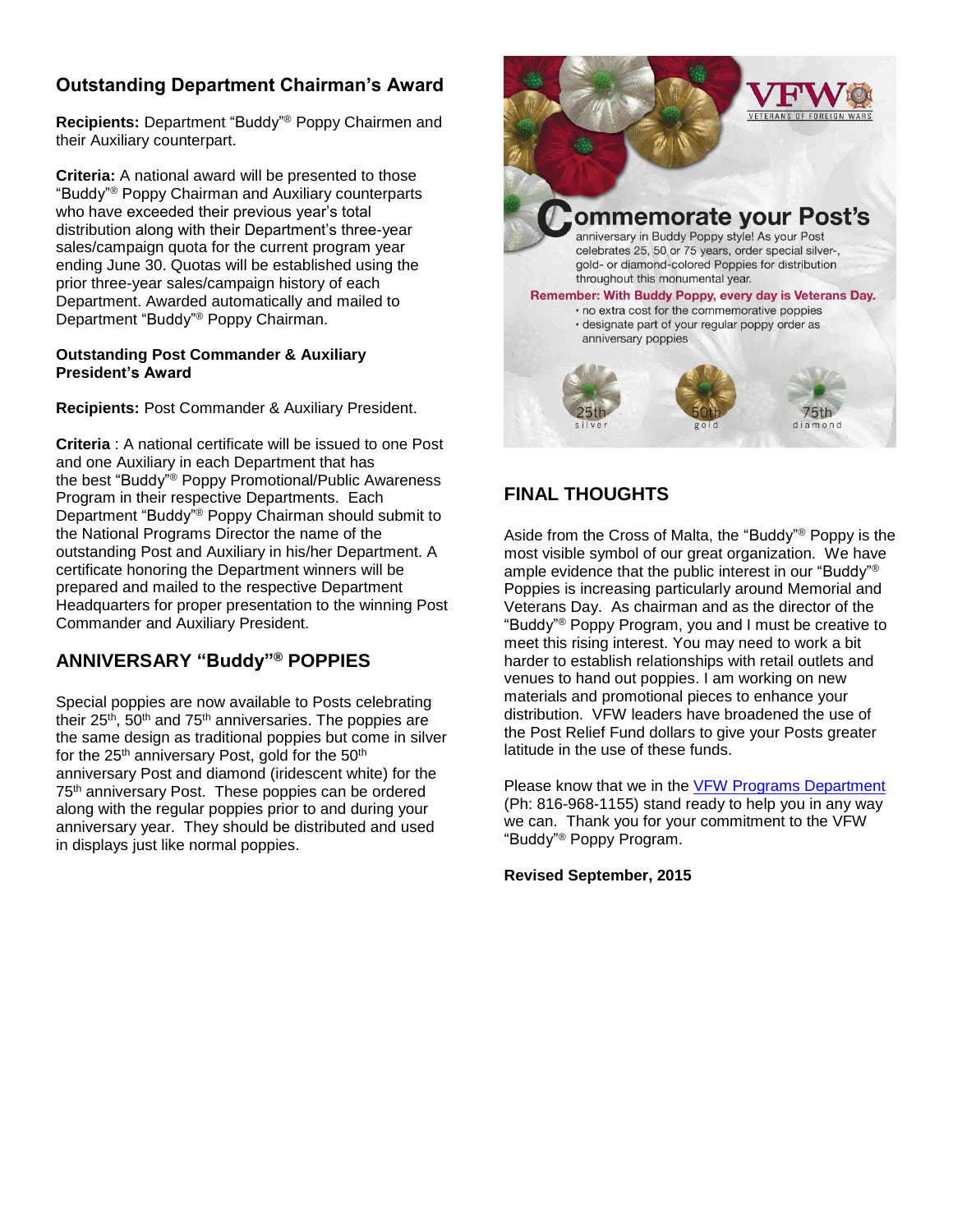## Outstanding Department Chairman's Award

**Recipients:** Department "Buddy"® Poppy Chairmen and their Auxiliary counterpart.

**Criteria:** A national award will be presented to those "Buddy"® Poppy Chairman and Auxiliary counterparts who have exceeded their previous year's total distribution along with their Department's three-year sales/campaign quota for the current program year ending June 30. Quotas will be established using the prior three-year sales/campaign history of each Department. Awarded automatically and mailed to Department "Buddy"® Poppy Chairman.

**Outstanding Post Commander & Auxiliary President's Award**

**Recipients:** Post Commander & Auxiliary President.

**Criteria** : A national certificate will be issued to one Post and one Auxiliary in each Department that has the best "Buddy"® Poppy Promotional/Public Awareness Program in their respective Departments. Each Department "Buddy"® Poppy Chairman should submit to the National Programs Director the name of the outstanding Post and Auxiliary in his/her Department. A certificate honoring the Department winners will be prepared and mailed to the respective Department Headquarters for proper presentation to the winning Post Commander and Auxiliary President.

## ANNIVERSARY "Buddy"® POPPIES

Special poppies are now available to Posts celebrating their 25th, 50th and 75th anniversaries. The poppies are the same design as traditional poppies but come in silver for the 25th anniversary Post, gold for the 50th anniversary Post and diamond (iridescent white) for the 75th anniversary Post. These poppies can be ordered along with the regular poppies prior to and during your anniversary year. They should be distributed and used in displays just like normal poppies.

VFW VETERANS OF FOREIGN WARS

**Commemorate your Post's** anniversary in Buddy Poppy style! As your Post celebrates 25, 50 or 75 years, order special silver-, gold- or diamond-colored Poppies for distribution throughout this monumental year.

**Remember: With Buddy Poppy, every day is Veterans Day.**

- no extra cost for the commemorative poppies
- designate part of your regular poppy order as anniversary poppies

25th silver
50th gold
75th diamond

## FINAL THOUGHTS

Aside from the Cross of Malta, the "Buddy"® Poppy is the most visible symbol of our great organization. We have ample evidence that the public interest in our "Buddy"® Poppies is increasing particularly around Memorial and Veterans Day. As chairman and as the director of the "Buddy"® Poppy Program, you and I must be creative to meet this rising interest. You may need to work a bit harder to establish relationships with retail outlets and venues to hand out poppies. I am working on new materials and promotional pieces to enhance your distribution. VFW leaders have broadened the use of the Post Relief Fund dollars to give your Posts greater latitude in the use of these funds.

Please know that we in the VFW Programs Department (Ph: 816-968-1155) stand ready to help you in any way we can. Thank you for your commitment to the VFW "Buddy"® Poppy Program.

**Revised September, 2015**